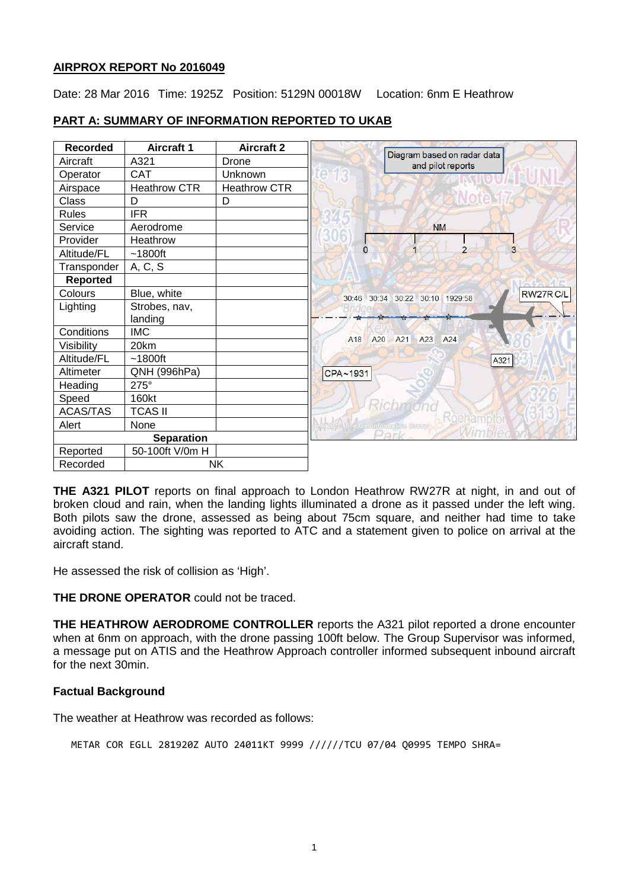**AIRPROX REPORT No 2016049**

Date: 28 Mar 2016 Time: 1925Z Position: 5129N 00018W Location: 6nm E Heathrow

**PART A: SUMMARY OF INFORMATION REPORTED TO UKAB**

| Recorded | Aircraft 1 | Aircraft 2 |
|---|---|---|
| Aircraft | A321 | Drone |
| Operator | CAT | Unknown |
| Airspace | Heathrow CTR | Heathrow CTR |
| Class | D | D |
| Rules | IFR | |
| Service | Aerodrome | |
| Provider | Heathrow | |
| Altitude/FL | ~1800ft | |
| Transponder | A, C, S | |
| **Reported** | | |
| Colours | Blue, white | |
| Lighting | Strobes, nav, landing | |
| Conditions | IMC | |
| Visibility | 20km | |
| Altitude/FL | ~1800ft | |
| Altimeter | QNH (996hPa) | |
| Heading | 275° | |
| Speed | 160kt | |
| ACAS/TAS | TCAS II | |
| Alert | None | |
| **Separation** | | |
| Reported | 50-100ft V/0m H | |
| Recorded | NK | |

Diagram based on radar data and pilot reports

**THE A321 PILOT** reports on final approach to London Heathrow RW27R at night, in and out of broken cloud and rain, when the landing lights illuminated a drone as it passed under the left wing. Both pilots saw the drone, assessed as being about 75cm square, and neither had time to take avoiding action. The sighting was reported to ATC and a statement given to police on arrival at the aircraft stand.

He assessed the risk of collision as 'High'.

**THE DRONE OPERATOR** could not be traced.

**THE HEATHROW AERODROME CONTROLLER** reports the A321 pilot reported a drone encounter when at 6nm on approach, with the drone passing 100ft below. The Group Supervisor was informed, a message put on ATIS and the Heathrow Approach controller informed subsequent inbound aircraft for the next 30min.

## Factual Background

The weather at Heathrow was recorded as follows:

```
METAR COR EGLL 281920Z AUTO 24011KT 9999 //////TCU 07/04 Q0995 TEMPO SHRA=
```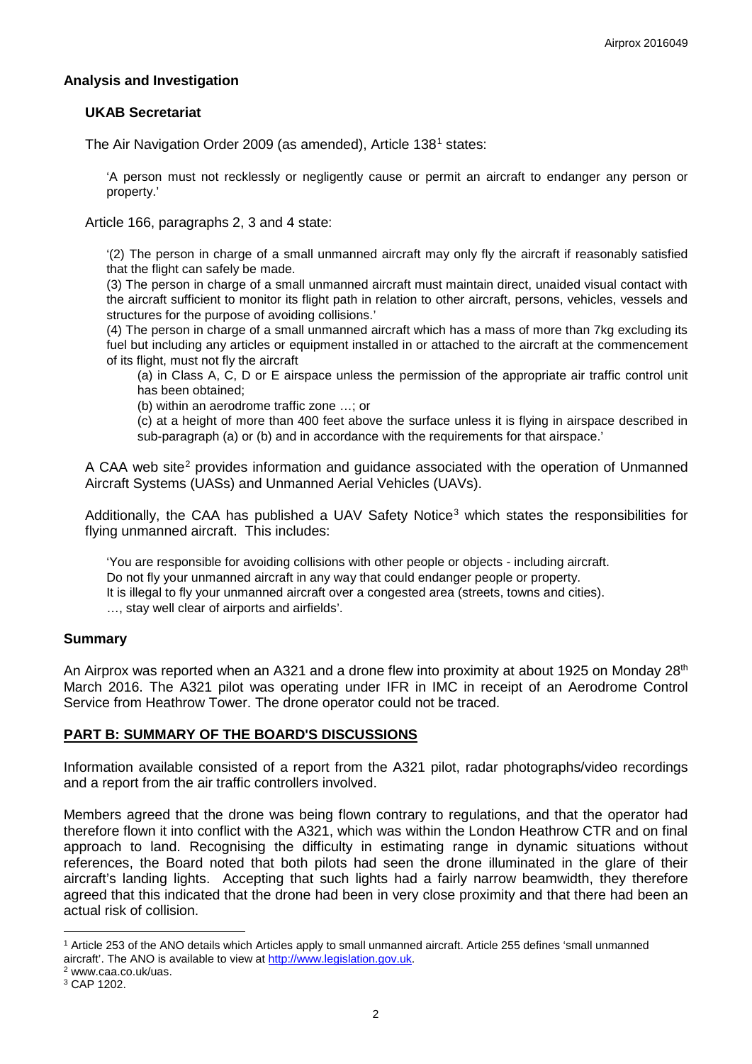## Analysis and Investigation

### UKAB Secretariat

The Air Navigation Order 2009 (as amended), Article 138[1] states:

> 'A person must not recklessly or negligently cause or permit an aircraft to endanger any person or property.'

Article 166, paragraphs 2, 3 and 4 state:

> '(2) The person in charge of a small unmanned aircraft may only fly the aircraft if reasonably satisfied that the flight can safely be made.
> (3) The person in charge of a small unmanned aircraft must maintain direct, unaided visual contact with the aircraft sufficient to monitor its flight path in relation to other aircraft, persons, vehicles, vessels and structures for the purpose of avoiding collisions.'
> (4) The person in charge of a small unmanned aircraft which has a mass of more than 7kg excluding its fuel but including any articles or equipment installed in or attached to the aircraft at the commencement of its flight, must not fly the aircraft
>
> (a) in Class A, C, D or E airspace unless the permission of the appropriate air traffic control unit has been obtained;
> (b) within an aerodrome traffic zone …; or
> (c) at a height of more than 400 feet above the surface unless it is flying in airspace described in sub-paragraph (a) or (b) and in accordance with the requirements for that airspace.'

A CAA web site[2] provides information and guidance associated with the operation of Unmanned Aircraft Systems (UASs) and Unmanned Aerial Vehicles (UAVs).

Additionally, the CAA has published a UAV Safety Notice[3] which states the responsibilities for flying unmanned aircraft. This includes:

> 'You are responsible for avoiding collisions with other people or objects - including aircraft.
> Do not fly your unmanned aircraft in any way that could endanger people or property.
> It is illegal to fly your unmanned aircraft over a congested area (streets, towns and cities).
> …, stay well clear of airports and airfields'.

## Summary

An Airprox was reported when an A321 and a drone flew into proximity at about 1925 on Monday 28th March 2016. The A321 pilot was operating under IFR in IMC in receipt of an Aerodrome Control Service from Heathrow Tower. The drone operator could not be traced.

## PART B: SUMMARY OF THE BOARD'S DISCUSSIONS

Information available consisted of a report from the A321 pilot, radar photographs/video recordings and a report from the air traffic controllers involved.

Members agreed that the drone was being flown contrary to regulations, and that the operator had therefore flown it into conflict with the A321, which was within the London Heathrow CTR and on final approach to land. Recognising the difficulty in estimating range in dynamic situations without references, the Board noted that both pilots had seen the drone illuminated in the glare of their aircraft's landing lights. Accepting that such lights had a fairly narrow beamwidth, they therefore agreed that this indicated that the drone had been in very close proximity and that there had been an actual risk of collision.

---

[1] Article 253 of the ANO details which Articles apply to small unmanned aircraft. Article 255 defines 'small unmanned aircraft'. The ANO is available to view at http://www.legislation.gov.uk.

[2] www.caa.co.uk/uas.

[3] CAP 1202.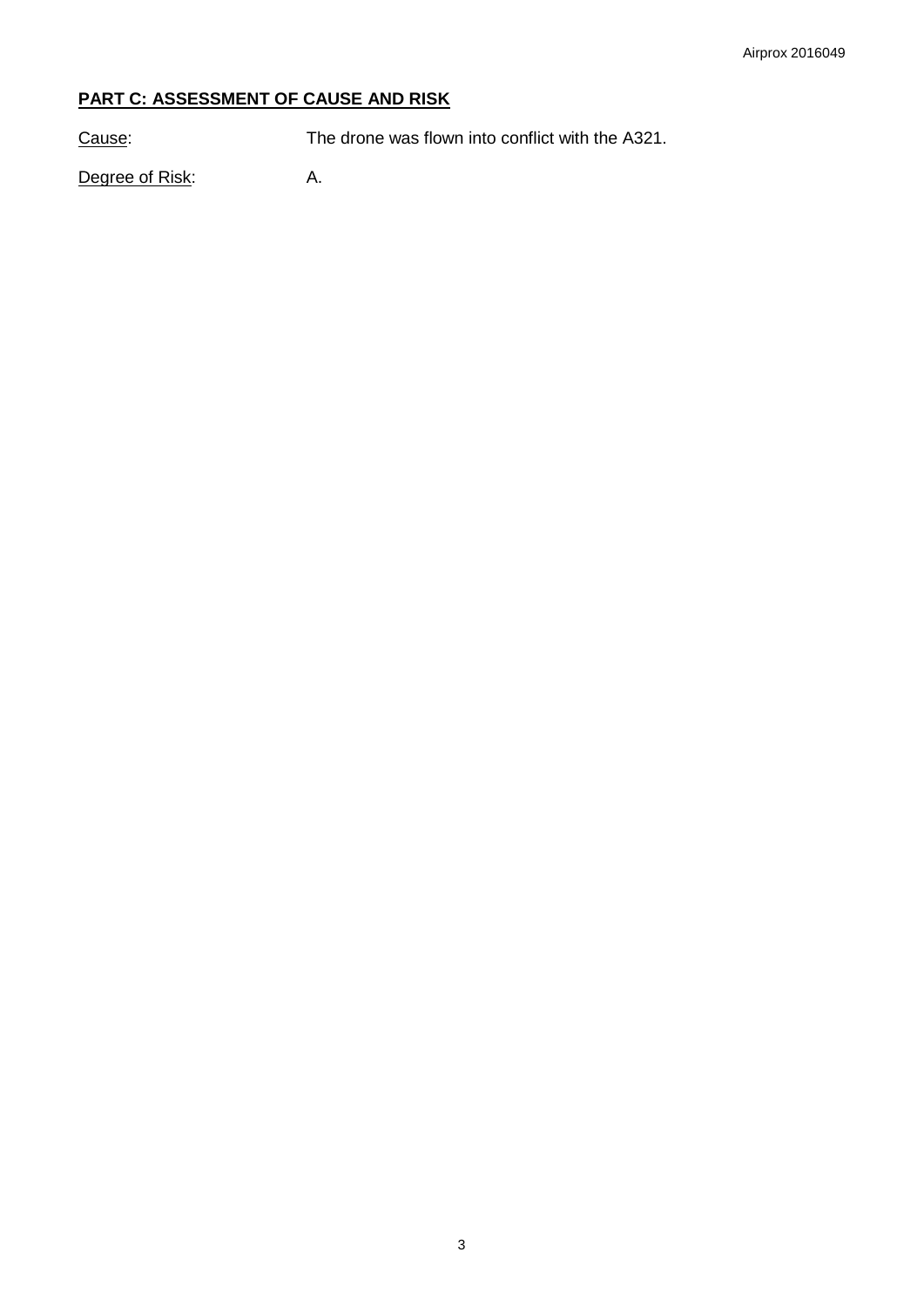**PART C: ASSESSMENT OF CAUSE AND RISK**

Cause: The drone was flown into conflict with the A321.

Degree of Risk: A.